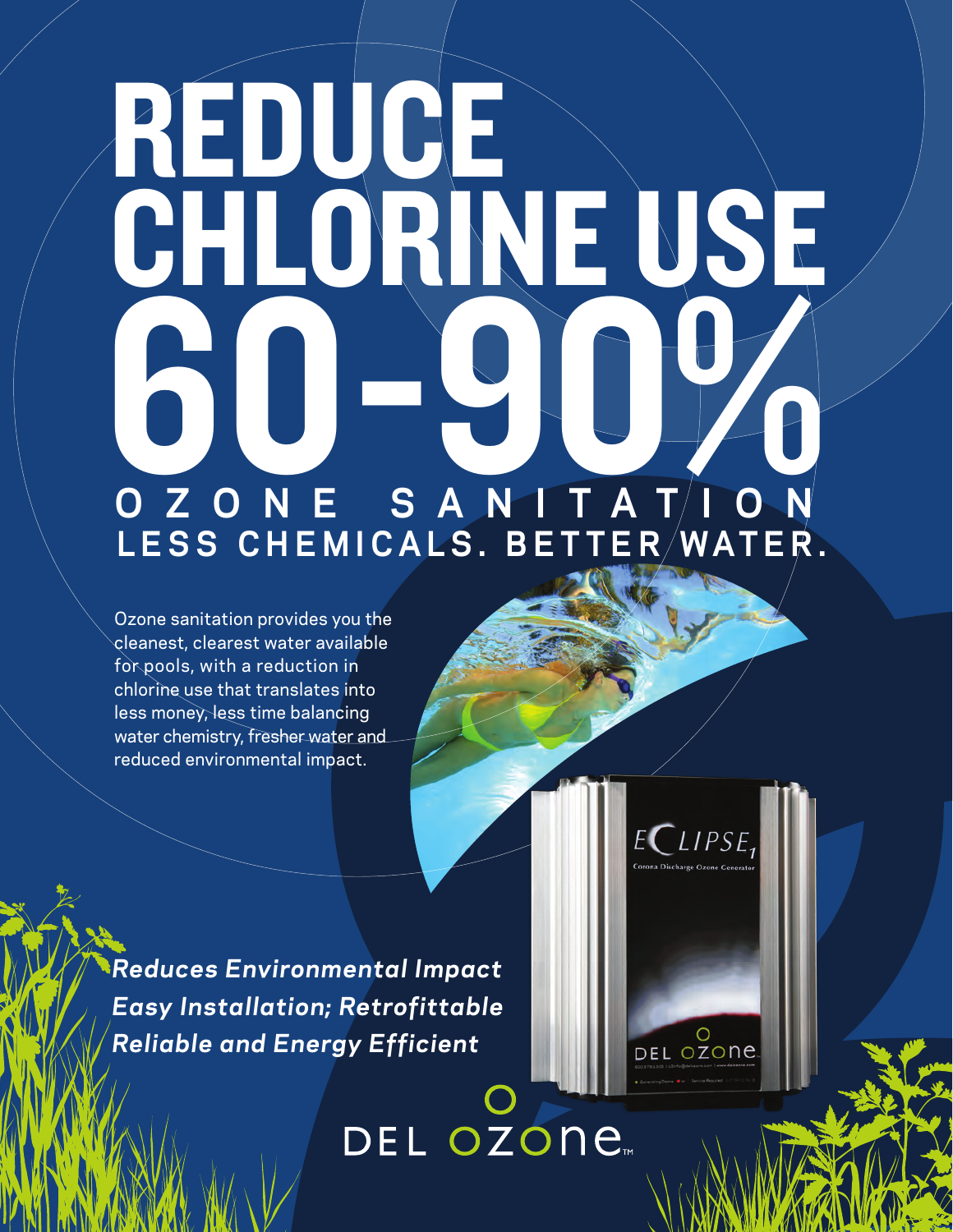# REDUCE CHLORINE USE 60-90%

## OZONE SANITATION

### LESS CHEMICALS. BETTER WATER.

Ozone sanitation provides you the cleanest, clearest water available for pools, with a reduction in chlorine use that translates into less money, less time balancing water chemistry, fresher water and reduced environmental impact.

ECLIPSE1

Corona Discharge Ozone Generator

DEL OZONE

***Reduces Environmental Impact***

***Easy Installation; Retrofittable***

***Reliable and Energy Efficient***

DEL OZONE™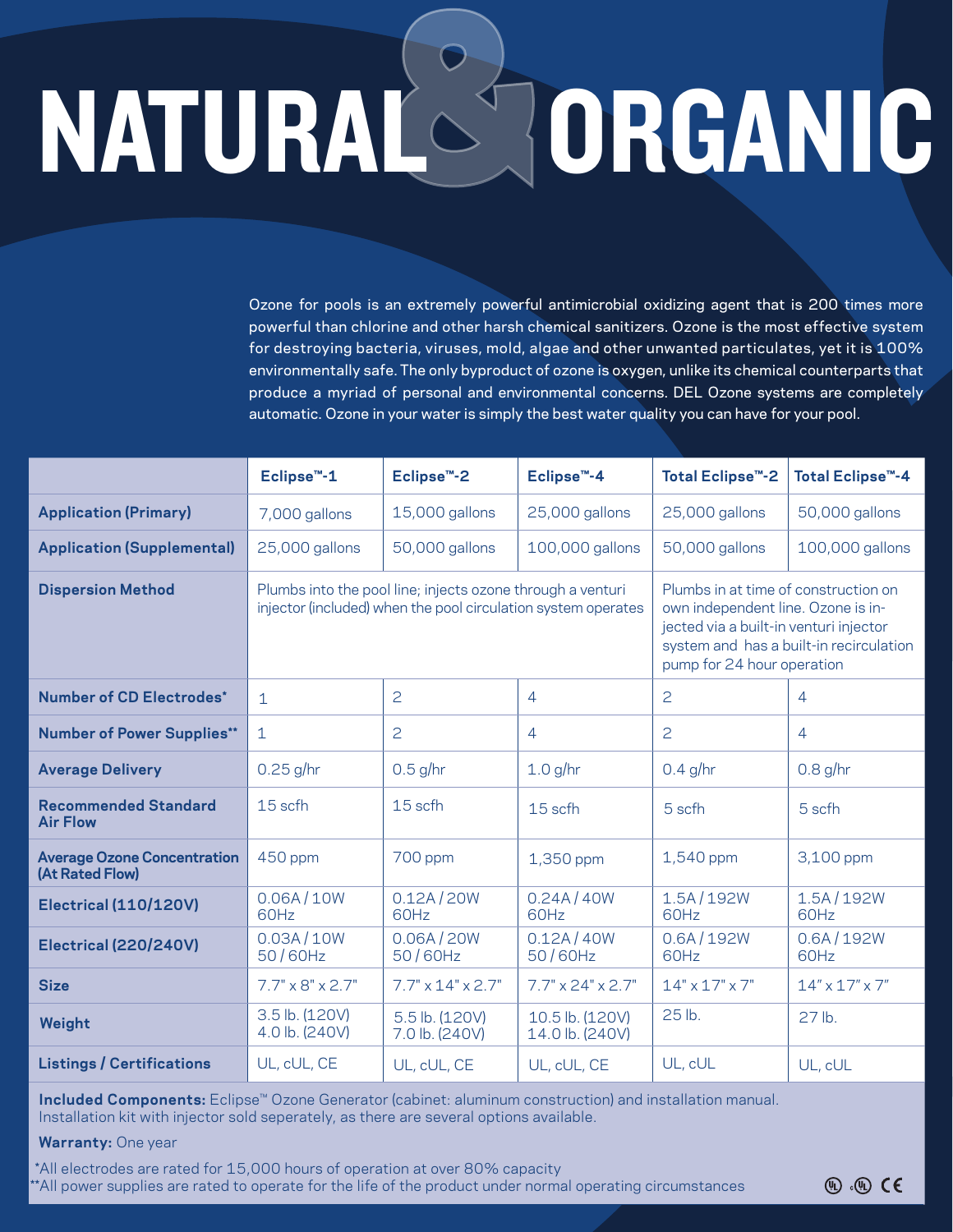# NATURAL & ORGANIC

Ozone for pools is an extremely powerful antimicrobial oxidizing agent that is 200 times more powerful than chlorine and other harsh chemical sanitizers. Ozone is the most effective system for destroying bacteria, viruses, mold, algae and other unwanted particulates, yet it is 100% environmentally safe. The only byproduct of ozone is oxygen, unlike its chemical counterparts that produce a myriad of personal and environmental concerns. DEL Ozone systems are completely automatic. Ozone in your water is simply the best water quality you can have for your pool.

| | Eclipse™-1 | Eclipse™-2 | Eclipse™-4 | Total Eclipse™-2 | Total Eclipse™-4 |
|---|---|---|---|---|---|
| **Application (Primary)** | 7,000 gallons | 15,000 gallons | 25,000 gallons | 25,000 gallons | 50,000 gallons |
| **Application (Supplemental)** | 25,000 gallons | 50,000 gallons | 100,000 gallons | 50,000 gallons | 100,000 gallons |
| **Dispersion Method** | Plumbs into the pool line; injects ozone through a venturi injector (included) when the pool circulation system operates | | | Plumbs in at time of construction on own independent line. Ozone is injected via a built-in venturi injector system and has a built-in recirculation pump for 24 hour operation | |
| **Number of CD Electrodes*** | 1 | 2 | 4 | 2 | 4 |
| **Number of Power Supplies**** | 1 | 2 | 4 | 2 | 4 |
| **Average Delivery** | 0.25 g/hr | 0.5 g/hr | 1.0 g/hr | 0.4 g/hr | 0.8 g/hr |
| **Recommended Standard Air Flow** | 15 scfh | 15 scfh | 15 scfh | 5 scfh | 5 scfh |
| **Average Ozone Concentration (At Rated Flow)** | 450 ppm | 700 ppm | 1,350 ppm | 1,540 ppm | 3,100 ppm |
| **Electrical (110/120V)** | 0.06A / 10W 60Hz | 0.12A / 20W 60Hz | 0.24A / 40W 60Hz | 1.5A / 192W 60Hz | 1.5A / 192W 60Hz |
| **Electrical (220/240V)** | 0.03A / 10W 50 / 60Hz | 0.06A / 20W 50 / 60Hz | 0.12A / 40W 50 / 60Hz | 0.6A / 192W 60Hz | 0.6A / 192W 60Hz |
| **Size** | 7.7" x 8" x 2.7" | 7.7" x 14" x 2.7" | 7.7" x 24" x 2.7" | 14" x 17" x 7" | 14" x 17" x 7" |
| **Weight** | 3.5 lb. (120V) 4.0 lb. (240V) | 5.5 lb. (120V) 7.0 lb. (240V) | 10.5 lb. (120V) 14.0 lb. (240V) | 25 lb. | 27 lb. |
| **Listings / Certifications** | UL, cUL, CE | UL, cUL, CE | UL, cUL, CE | UL, cUL | UL, cUL |

**Included Components:** Eclipse™ Ozone Generator (cabinet: aluminum construction) and installation manual. Installation kit with injector sold seperately, as there are several options available.

**Warranty:** One year

*All electrodes are rated for 15,000 hours of operation at over 80% capacity
**All power supplies are rated to operate for the life of the product under normal operating circumstances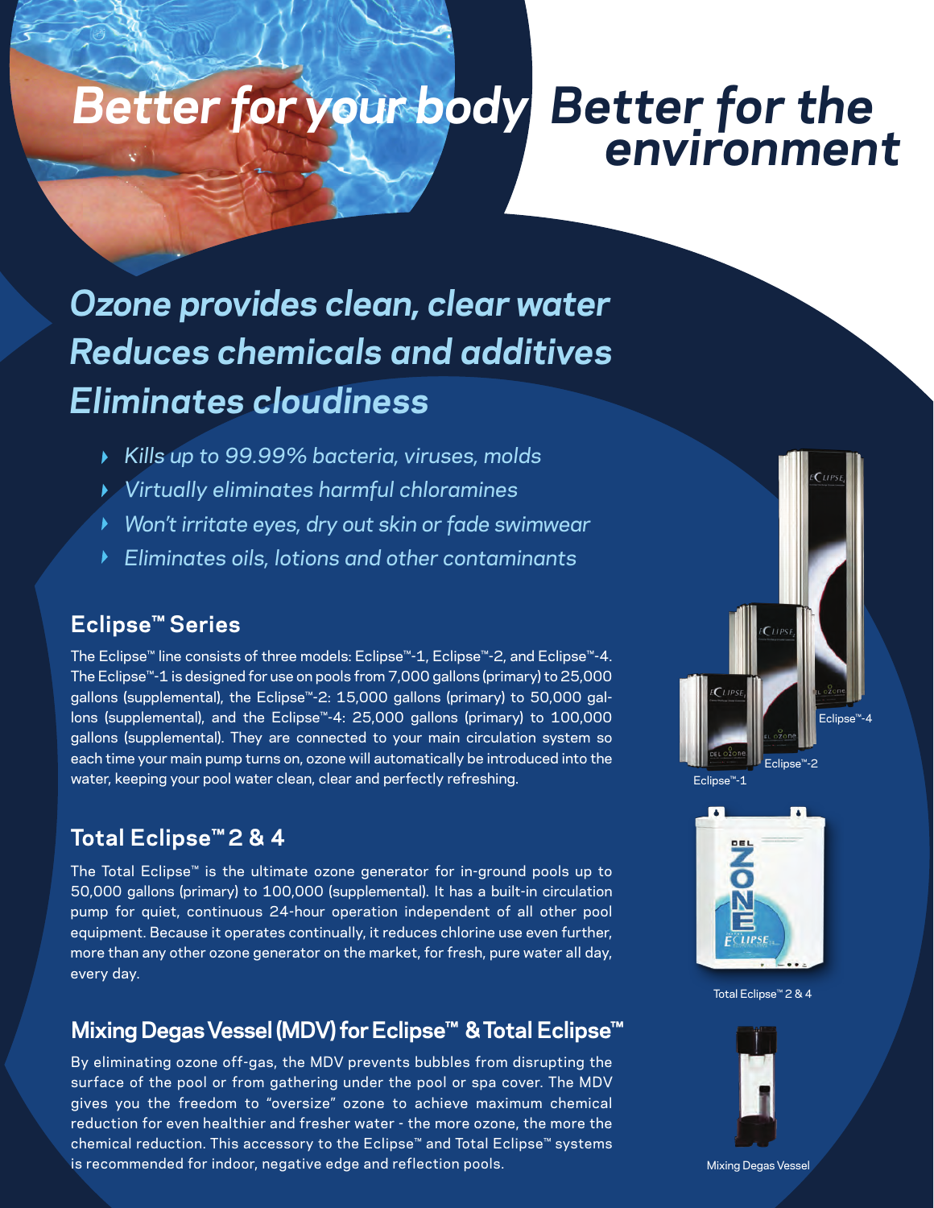# Better for your body Better for the environment

## *Ozone provides clean, clear water*
## *Reduces chemicals and additives*
## *Eliminates cloudiness*

- *Kills up to 99.99% bacteria, viruses, molds*
- *Virtually eliminates harmful chloramines*
- *Won't irritate eyes, dry out skin or fade swimwear*
- *Eliminates oils, lotions and other contaminants*

### Eclipse™ Series

The Eclipse™ line consists of three models: Eclipse™-1, Eclipse™-2, and Eclipse™-4. The Eclipse™-1 is designed for use on pools from 7,000 gallons (primary) to 25,000 gallons (supplemental), the Eclipse™-2: 15,000 gallons (primary) to 50,000 gallons (supplemental), and the Eclipse™-4: 25,000 gallons (primary) to 100,000 gallons (supplemental). They are connected to your main circulation system so each time your main pump turns on, ozone will automatically be introduced into the water, keeping your pool water clean, clear and perfectly refreshing.

Eclipse™-4

Eclipse™-2

Eclipse™-1

### Total Eclipse™ 2 & 4

The Total Eclipse™ is the ultimate ozone generator for in-ground pools up to 50,000 gallons (primary) to 100,000 (supplemental). It has a built-in circulation pump for quiet, continuous 24-hour operation independent of all other pool equipment. Because it operates continually, it reduces chlorine use even further, more than any other ozone generator on the market, for fresh, pure water all day, every day.

Total Eclipse™ 2 & 4

### Mixing Degas Vessel (MDV) for Eclipse™ & Total Eclipse™

By eliminating ozone off-gas, the MDV prevents bubbles from disrupting the surface of the pool or from gathering under the pool or spa cover. The MDV gives you the freedom to "oversize" ozone to achieve maximum chemical reduction for even healthier and fresher water - the more ozone, the more the chemical reduction. This accessory to the Eclipse™ and Total Eclipse™ systems is recommended for indoor, negative edge and reflection pools.

Mixing Degas Vessel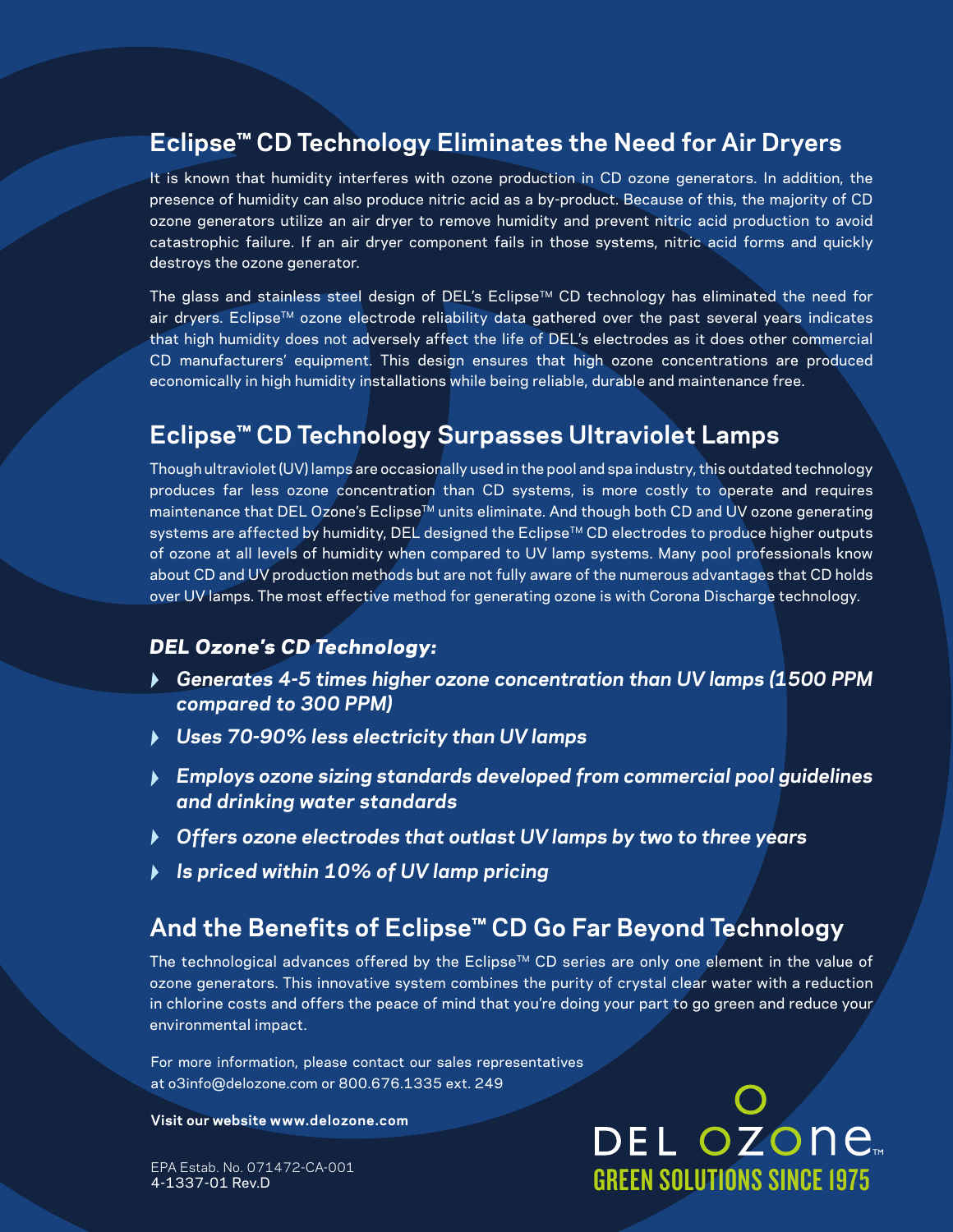## Eclipse™ CD Technology Eliminates the Need for Air Dryers

It is known that humidity interferes with ozone production in CD ozone generators. In addition, the presence of humidity can also produce nitric acid as a by-product. Because of this, the majority of CD ozone generators utilize an air dryer to remove humidity and prevent nitric acid production to avoid catastrophic failure. If an air dryer component fails in those systems, nitric acid forms and quickly destroys the ozone generator.

The glass and stainless steel design of DEL's Eclipse™ CD technology has eliminated the need for air dryers. Eclipse™ ozone electrode reliability data gathered over the past several years indicates that high humidity does not adversely affect the life of DEL's electrodes as it does other commercial CD manufacturers' equipment. This design ensures that high ozone concentrations are produced economically in high humidity installations while being reliable, durable and maintenance free.

## Eclipse™ CD Technology Surpasses Ultraviolet Lamps

Though ultraviolet (UV) lamps are occasionally used in the pool and spa industry, this outdated technology produces far less ozone concentration than CD systems, is more costly to operate and requires maintenance that DEL Ozone's Eclipse™ units eliminate. And though both CD and UV ozone generating systems are affected by humidity, DEL designed the Eclipse™ CD electrodes to produce higher outputs of ozone at all levels of humidity when compared to UV lamp systems. Many pool professionals know about CD and UV production methods but are not fully aware of the numerous advantages that CD holds over UV lamps. The most effective method for generating ozone is with Corona Discharge technology.

### *DEL Ozone's CD Technology:*

- ***Generates 4-5 times higher ozone concentration than UV lamps (1500 PPM compared to 300 PPM)***
- ***Uses 70-90% less electricity than UV lamps***
- ***Employs ozone sizing standards developed from commercial pool guidelines and drinking water standards***
- ***Offers ozone electrodes that outlast UV lamps by two to three years***
- ***Is priced within 10% of UV lamp pricing***

## And the Benefits of Eclipse™ CD Go Far Beyond Technology

The technological advances offered by the Eclipse™ CD series are only one element in the value of ozone generators. This innovative system combines the purity of crystal clear water with a reduction in chlorine costs and offers the peace of mind that you're doing your part to go green and reduce your environmental impact.

For more information, please contact our sales representatives at o3info@delozone.com or 800.676.1335 ext. 249

**Visit our website www.delozone.com**

DEL OZONE™
GREEN SOLUTIONS SINCE 1975

EPA Estab. No. 071472-CA-001
4-1337-01 Rev.D